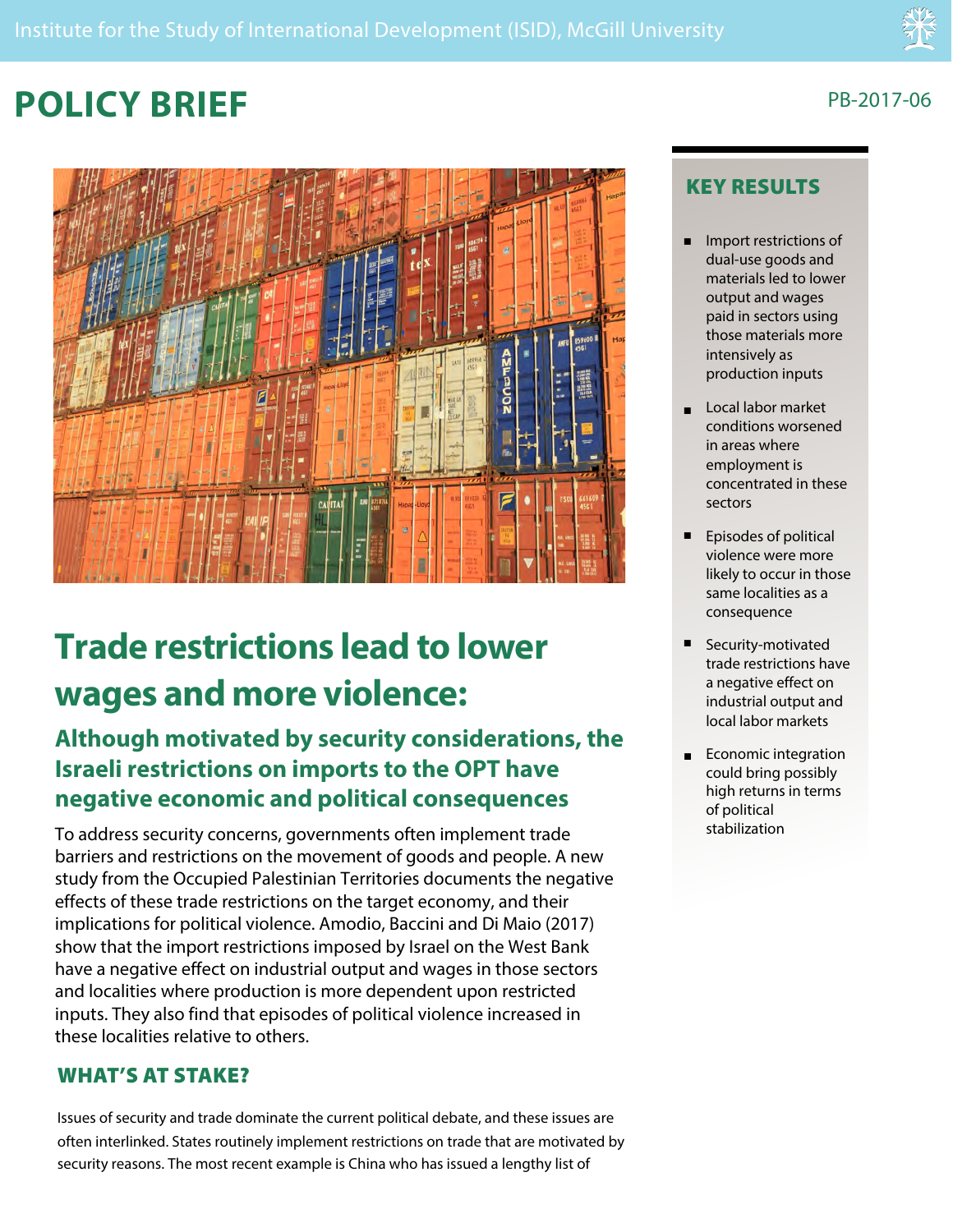Institute for the Study of International Development (ISID), McGill University

# POLICY BRIEF

PB-2017-06

# Trade restrictions lead to lower wages and more violence:

## Although motivated by security considerations, the Israeli restrictions on imports to the OPT have negative economic and political consequences

To address security concerns, governments often implement trade barriers and restrictions on the movement of goods and people. A new study from the Occupied Palestinian Territories documents the negative effects of these trade restrictions on the target economy, and their implications for political violence. Amodio, Baccini and Di Maio (2017) show that the import restrictions imposed by Israel on the West Bank have a negative effect on industrial output and wages in those sectors and localities where production is more dependent upon restricted inputs. They also find that episodes of political violence increased in these localities relative to others.

## KEY RESULTS

- Import restrictions of dual-use goods and materials led to lower output and wages paid in sectors using those materials more intensively as production inputs
- Local labor market conditions worsened in areas where employment is concentrated in these sectors
- Episodes of political violence were more likely to occur in those same localities as a consequence
- Security-motivated trade restrictions have a negative effect on industrial output and local labor markets
- Economic integration could bring possibly high returns in terms of political stabilization

## WHAT'S AT STAKE?

Issues of security and trade dominate the current political debate, and these issues are often interlinked. States routinely implement restrictions on trade that are motivated by security reasons. The most recent example is China who has issued a lengthy list of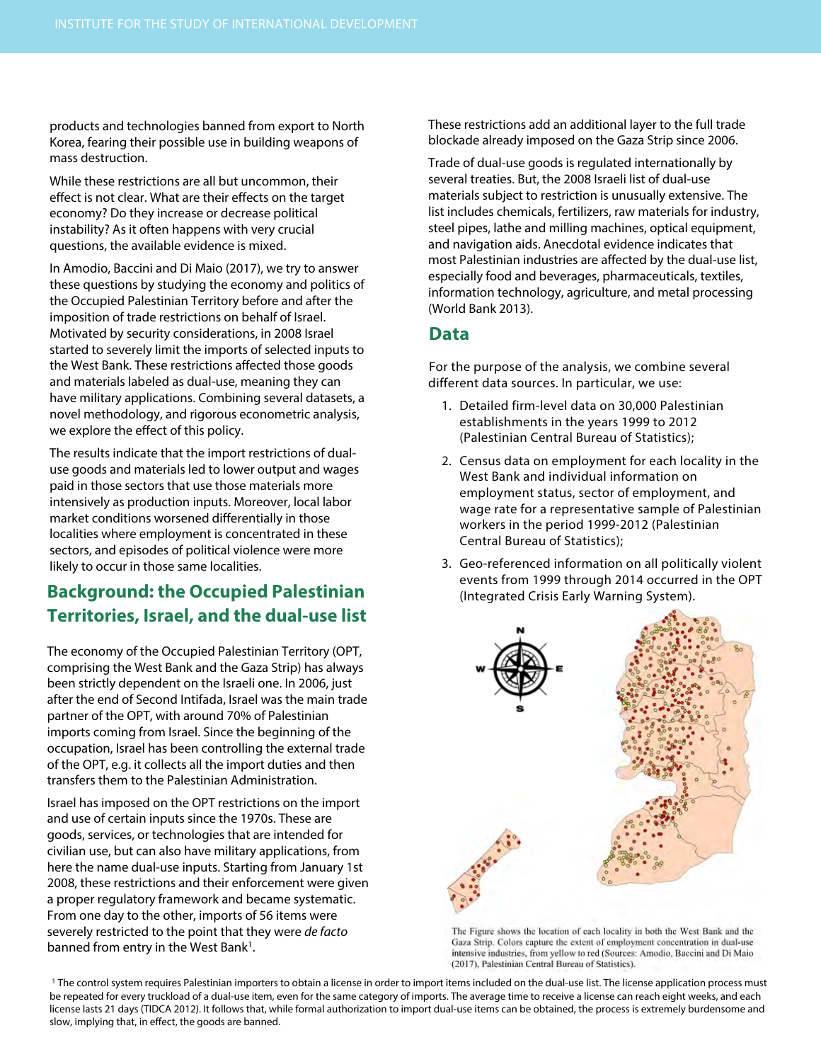products and technologies banned from export to North Korea, fearing their possible use in building weapons of mass destruction.

While these restrictions are all but uncommon, their effect is not clear. What are their effects on the target economy? Do they increase or decrease political instability? As it often happens with very crucial questions, the available evidence is mixed.

In Amodio, Baccini and Di Maio (2017), we try to answer these questions by studying the economy and politics of the Occupied Palestinian Territory before and after the imposition of trade restrictions on behalf of Israel. Motivated by security considerations, in 2008 Israel started to severely limit the imports of selected inputs to the West Bank. These restrictions affected those goods and materials labeled as dual-use, meaning they can have military applications. Combining several datasets, a novel methodology, and rigorous econometric analysis, we explore the effect of this policy.

The results indicate that the import restrictions of dual-use goods and materials led to lower output and wages paid in those sectors that use those materials more intensively as production inputs. Moreover, local labor market conditions worsened differentially in those localities where employment is concentrated in these sectors, and episodes of political violence were more likely to occur in those same localities.

## Background: the Occupied Palestinian Territories, Israel, and the dual-use list

The economy of the Occupied Palestinian Territory (OPT, comprising the West Bank and the Gaza Strip) has always been strictly dependent on the Israeli one. In 2006, just after the end of Second Intifada, Israel was the main trade partner of the OPT, with around 70% of Palestinian imports coming from Israel. Since the beginning of the occupation, Israel has been controlling the external trade of the OPT, e.g. it collects all the import duties and then transfers them to the Palestinian Administration.

Israel has imposed on the OPT restrictions on the import and use of certain inputs since the 1970s. These are goods, services, or technologies that are intended for civilian use, but can also have military applications, from here the name dual-use inputs. Starting from January 1st 2008, these restrictions and their enforcement were given a proper regulatory framework and became systematic. From one day to the other, imports of 56 items were severely restricted to the point that they were *de facto* banned from entry in the West Bank[1].

These restrictions add an additional layer to the full trade blockade already imposed on the Gaza Strip since 2006.

Trade of dual-use goods is regulated internationally by several treaties. But, the 2008 Israeli list of dual-use materials subject to restriction is unusually extensive. The list includes chemicals, fertilizers, raw materials for industry, steel pipes, lathe and milling machines, optical equipment, and navigation aids. Anecdotal evidence indicates that most Palestinian industries are affected by the dual-use list, especially food and beverages, pharmaceuticals, textiles, information technology, agriculture, and metal processing (World Bank 2013).

## Data

For the purpose of the analysis, we combine several different data sources. In particular, we use:

1. Detailed firm-level data on 30,000 Palestinian establishments in the years 1999 to 2012 (Palestinian Central Bureau of Statistics);
2. Census data on employment for each locality in the West Bank and individual information on employment status, sector of employment, and wage rate for a representative sample of Palestinian workers in the period 1999-2012 (Palestinian Central Bureau of Statistics);
3. Geo-referenced information on all politically violent events from 1999 through 2014 occurred in the OPT (Integrated Crisis Early Warning System).

The Figure shows the location of each locality in both the West Bank and the Gaza Strip. Colors capture the extent of employment concentration in dual-use intensive industries, from yellow to red (Sources: Amodio, Baccini and Di Maio (2017), Palestinian Central Bureau of Statistics).

[1] The control system requires Palestinian importers to obtain a license in order to import items included on the dual-use list. The license application process must be repeated for every truckload of a dual-use item, even for the same category of imports. The average time to receive a license can reach eight weeks, and each license lasts 21 days (TIDCA 2012). It follows that, while formal authorization to import dual-use items can be obtained, the process is extremely burdensome and slow, implying that, in effect, the goods are banned.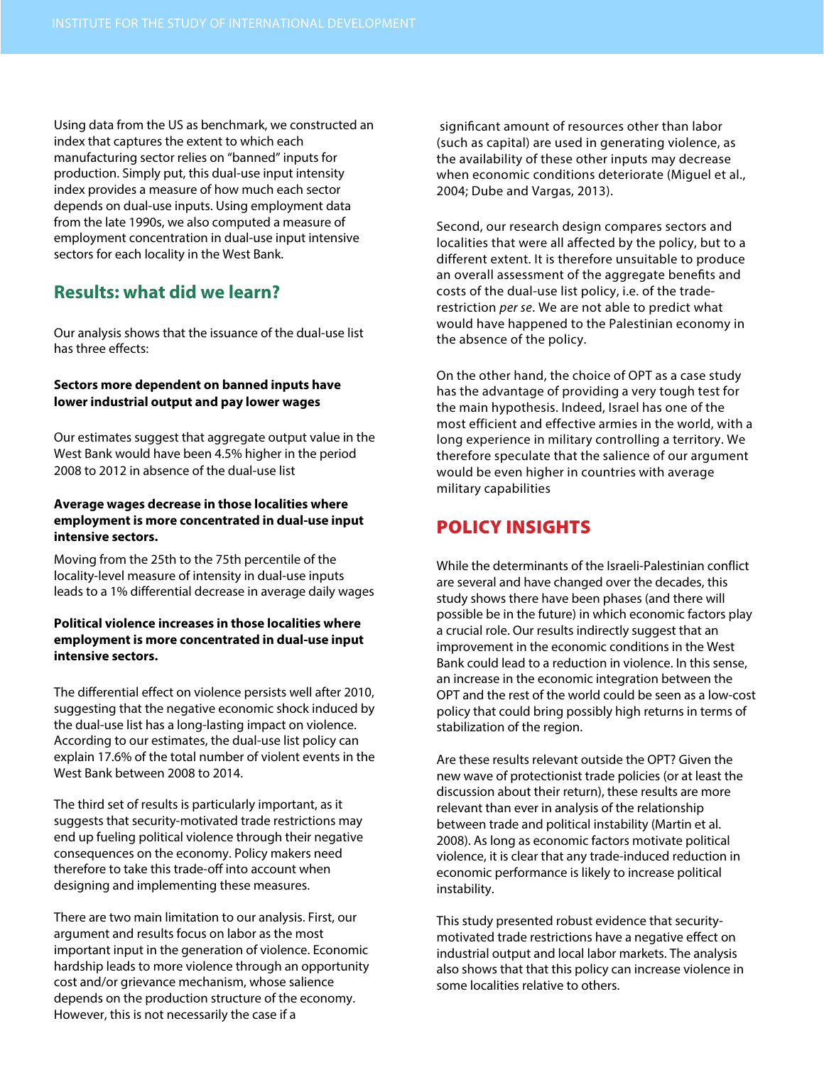Using data from the US as benchmark, we constructed an index that captures the extent to which each manufacturing sector relies on "banned" inputs for production. Simply put, this dual-use input intensity index provides a measure of how much each sector depends on dual-use inputs. Using employment data from the late 1990s, we also computed a measure of employment concentration in dual-use input intensive sectors for each locality in the West Bank.

## Results: what did we learn?

Our analysis shows that the issuance of the dual-use list has three effects:

**Sectors more dependent on banned inputs have lower industrial output and pay lower wages**

Our estimates suggest that aggregate output value in the West Bank would have been 4.5% higher in the period 2008 to 2012 in absence of the dual-use list

**Average wages decrease in those localities where employment is more concentrated in dual-use input intensive sectors.**

Moving from the 25th to the 75th percentile of the locality-level measure of intensity in dual-use inputs leads to a 1% differential decrease in average daily wages

**Political violence increases in those localities where employment is more concentrated in dual-use input intensive sectors.**

The differential effect on violence persists well after 2010, suggesting that the negative economic shock induced by the dual-use list has a long-lasting impact on violence. According to our estimates, the dual-use list policy can explain 17.6% of the total number of violent events in the West Bank between 2008 to 2014.

The third set of results is particularly important, as it suggests that security-motivated trade restrictions may end up fueling political violence through their negative consequences on the economy. Policy makers need therefore to take this trade-off into account when designing and implementing these measures.

There are two main limitation to our analysis. First, our argument and results focus on labor as the most important input in the generation of violence. Economic hardship leads to more violence through an opportunity cost and/or grievance mechanism, whose salience depends on the production structure of the economy. However, this is not necessarily the case if a significant amount of resources other than labor (such as capital) are used in generating violence, as the availability of these other inputs may decrease when economic conditions deteriorate (Miguel et al., 2004; Dube and Vargas, 2013).

Second, our research design compares sectors and localities that were all affected by the policy, but to a different extent. It is therefore unsuitable to produce an overall assessment of the aggregate benefits and costs of the dual-use list policy, i.e. of the trade-restriction *per se*. We are not able to predict what would have happened to the Palestinian economy in the absence of the policy.

On the other hand, the choice of OPT as a case study has the advantage of providing a very tough test for the main hypothesis. Indeed, Israel has one of the most efficient and effective armies in the world, with a long experience in military controlling a territory. We therefore speculate that the salience of our argument would be even higher in countries with average military capabilities

## POLICY INSIGHTS

While the determinants of the Israeli-Palestinian conflict are several and have changed over the decades, this study shows there have been phases (and there will possible be in the future) in which economic factors play a crucial role. Our results indirectly suggest that an improvement in the economic conditions in the West Bank could lead to a reduction in violence. In this sense, an increase in the economic integration between the OPT and the rest of the world could be seen as a low-cost policy that could bring possibly high returns in terms of stabilization of the region.

Are these results relevant outside the OPT? Given the new wave of protectionist trade policies (or at least the discussion about their return), these results are more relevant than ever in analysis of the relationship between trade and political instability (Martin et al. 2008). As long as economic factors motivate political violence, it is clear that any trade-induced reduction in economic performance is likely to increase political instability.

This study presented robust evidence that security-motivated trade restrictions have a negative effect on industrial output and local labor markets. The analysis also shows that that this policy can increase violence in some localities relative to others.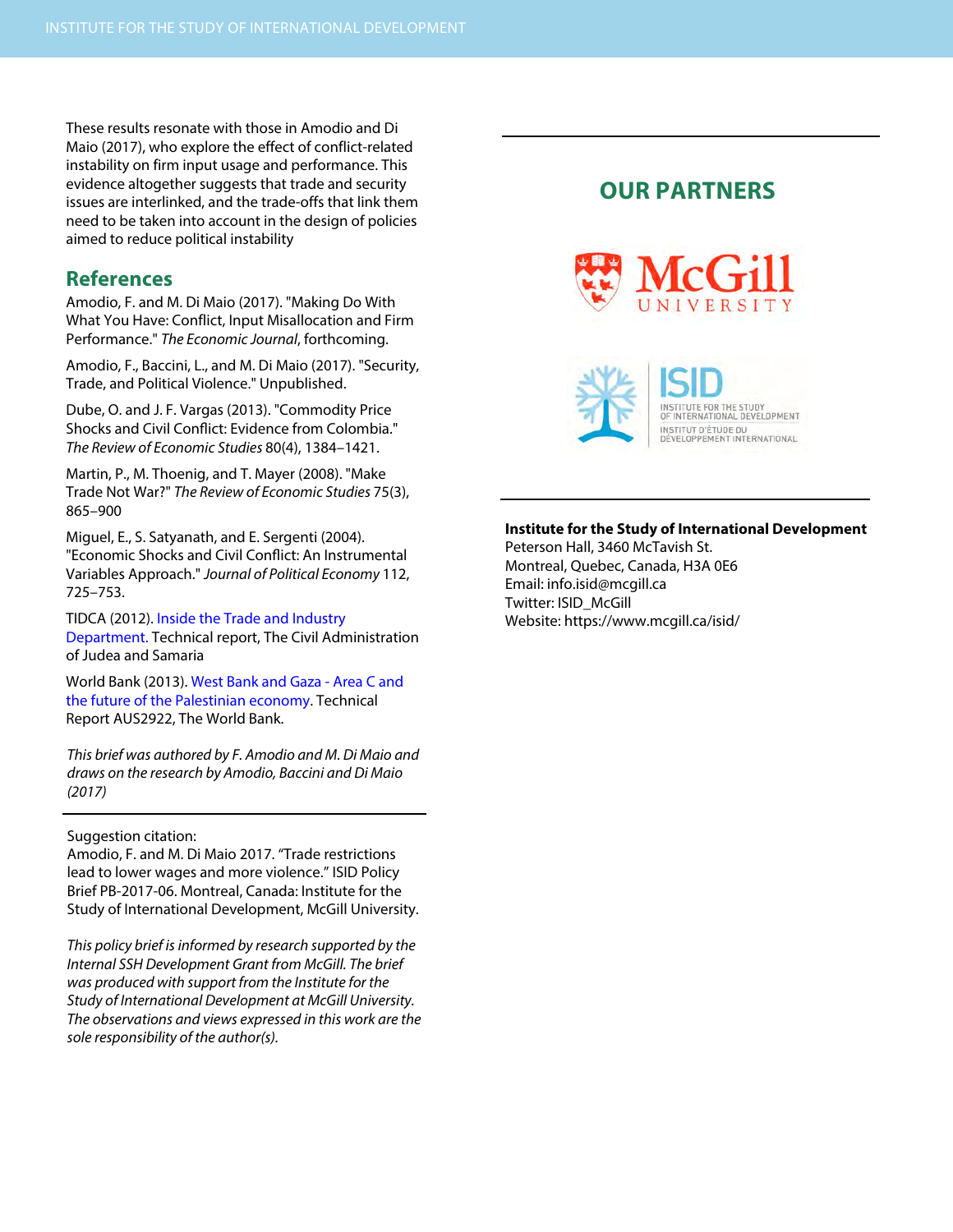These results resonate with those in Amodio and Di Maio (2017), who explore the effect of conflict-related instability on firm input usage and performance. This evidence altogether suggests that trade and security issues are interlinked, and the trade-offs that link them need to be taken into account in the design of policies aimed to reduce political instability

## References

Amodio, F. and M. Di Maio (2017). "Making Do With What You Have: Conflict, Input Misallocation and Firm Performance." *The Economic Journal*, forthcoming.

Amodio, F., Baccini, L., and M. Di Maio (2017). "Security, Trade, and Political Violence." Unpublished.

Dube, O. and J. F. Vargas (2013). "Commodity Price Shocks and Civil Conflict: Evidence from Colombia." *The Review of Economic Studies* 80(4), 1384–1421.

Martin, P., M. Thoenig, and T. Mayer (2008). "Make Trade Not War?" *The Review of Economic Studies* 75(3), 865–900

Miguel, E., S. Satyanath, and E. Sergenti (2004). "Economic Shocks and Civil Conflict: An Instrumental Variables Approach." *Journal of Political Economy* 112, 725–753.

TIDCA (2012). Inside the Trade and Industry Department. Technical report, The Civil Administration of Judea and Samaria

World Bank (2013). West Bank and Gaza - Area C and the future of the Palestinian economy. Technical Report AUS2922, The World Bank.

*This brief was authored by F. Amodio and M. Di Maio and draws on the research by Amodio, Baccini and Di Maio (2017)*

Suggestion citation:
Amodio, F. and M. Di Maio 2017. "Trade restrictions lead to lower wages and more violence." ISID Policy Brief PB-2017-06. Montreal, Canada: Institute for the Study of International Development, McGill University.

*This policy brief is informed by research supported by the Internal SSH Development Grant from McGill. The brief was produced with support from the Institute for the Study of International Development at McGill University. The observations and views expressed in this work are the sole responsibility of the author(s).*

## OUR PARTNERS

McGill UNIVERSITY

ISID
INSTITUTE FOR THE STUDY OF INTERNATIONAL DEVELOPMENT
INSTITUT D'ÉTUDE DU DÉVELOPPEMENT INTERNATIONAL

**Institute for the Study of International Development**
Peterson Hall, 3460 McTavish St.
Montreal, Quebec, Canada, H3A 0E6
Email: info.isid@mcgill.ca
Twitter: ISID_McGill
Website: https://www.mcgill.ca/isid/